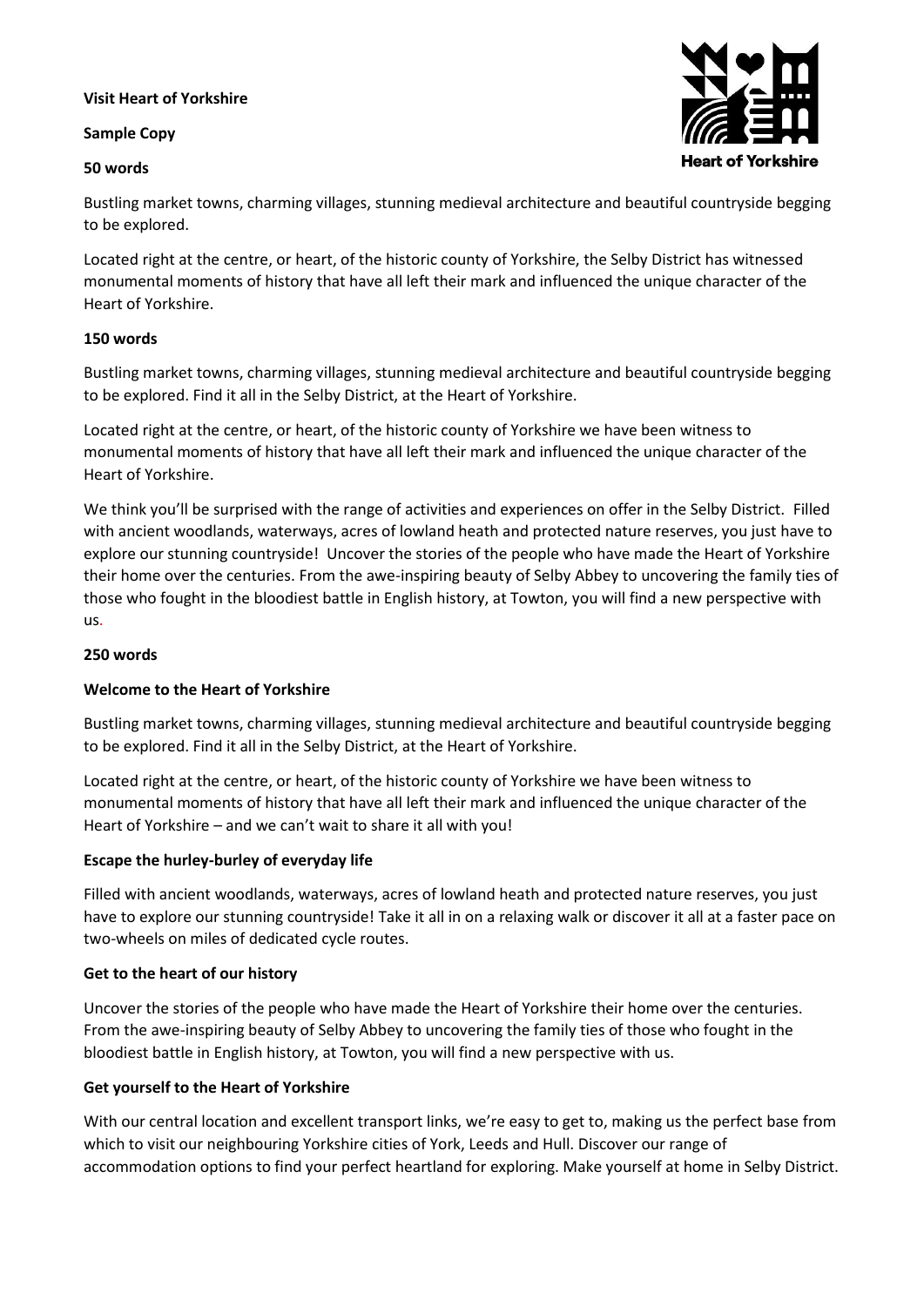**Visit Heart of Yorkshire**

**Sample Copy**

**50 words**

Bustling market towns, charming villages, stunning medieval architecture and beautiful countryside begging to be explored.

Located right at the centre, or heart, of the historic county of Yorkshire, the Selby District has witnessed monumental moments of history that have all left their mark and influenced the unique character of the Heart of Yorkshire.

**150 words**

Bustling market towns, charming villages, stunning medieval architecture and beautiful countryside begging to be explored. Find it all in the Selby District, at the Heart of Yorkshire.

Located right at the centre, or heart, of the historic county of Yorkshire we have been witness to monumental moments of history that have all left their mark and influenced the unique character of the Heart of Yorkshire.

We think you'll be surprised with the range of activities and experiences on offer in the Selby District. Filled with ancient woodlands, waterways, acres of lowland heath and protected nature reserves, you just have to explore our stunning countryside! Uncover the stories of the people who have made the Heart of Yorkshire their home over the centuries. From the awe-inspiring beauty of Selby Abbey to uncovering the family ties of those who fought in the bloodiest battle in English history, at Towton, you will find a new perspective with us.

**250 words**

**Welcome to the Heart of Yorkshire**

Bustling market towns, charming villages, stunning medieval architecture and beautiful countryside begging to be explored. Find it all in the Selby District, at the Heart of Yorkshire.

Located right at the centre, or heart, of the historic county of Yorkshire we have been witness to monumental moments of history that have all left their mark and influenced the unique character of the Heart of Yorkshire – and we can't wait to share it all with you!

**Escape the hurley-burley of everyday life**

Filled with ancient woodlands, waterways, acres of lowland heath and protected nature reserves, you just have to explore our stunning countryside! Take it all in on a relaxing walk or discover it all at a faster pace on two-wheels on miles of dedicated cycle routes.

**Get to the heart of our history**

Uncover the stories of the people who have made the Heart of Yorkshire their home over the centuries. From the awe-inspiring beauty of Selby Abbey to uncovering the family ties of those who fought in the bloodiest battle in English history, at Towton, you will find a new perspective with us.

**Get yourself to the Heart of Yorkshire**

With our central location and excellent transport links, we're easy to get to, making us the perfect base from which to visit our neighbouring Yorkshire cities of York, Leeds and Hull. Discover our range of accommodation options to find your perfect heartland for exploring. Make yourself at home in Selby District.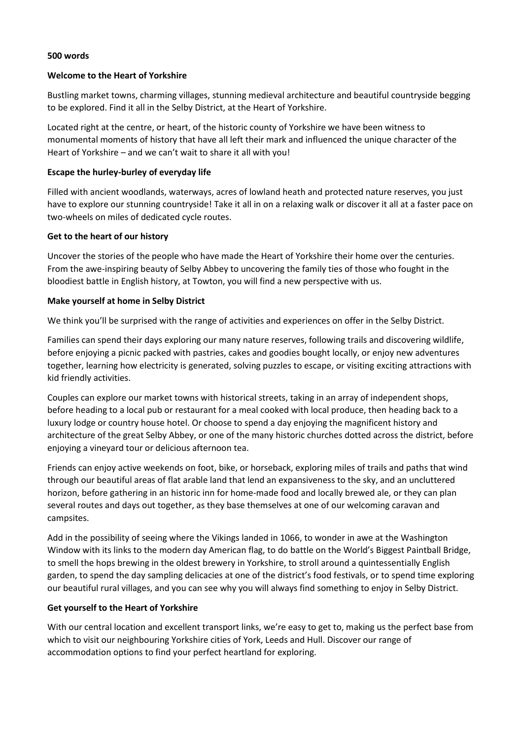**500 words**

**Welcome to the Heart of Yorkshire**

Bustling market towns, charming villages, stunning medieval architecture and beautiful countryside begging to be explored. Find it all in the Selby District, at the Heart of Yorkshire.

Located right at the centre, or heart, of the historic county of Yorkshire we have been witness to monumental moments of history that have all left their mark and influenced the unique character of the Heart of Yorkshire – and we can't wait to share it all with you!

**Escape the hurley-burley of everyday life**

Filled with ancient woodlands, waterways, acres of lowland heath and protected nature reserves, you just have to explore our stunning countryside! Take it all in on a relaxing walk or discover it all at a faster pace on two-wheels on miles of dedicated cycle routes.

**Get to the heart of our history**

Uncover the stories of the people who have made the Heart of Yorkshire their home over the centuries. From the awe-inspiring beauty of Selby Abbey to uncovering the family ties of those who fought in the bloodiest battle in English history, at Towton, you will find a new perspective with us.

**Make yourself at home in Selby District**

We think you'll be surprised with the range of activities and experiences on offer in the Selby District.

Families can spend their days exploring our many nature reserves, following trails and discovering wildlife, before enjoying a picnic packed with pastries, cakes and goodies bought locally, or enjoy new adventures together, learning how electricity is generated, solving puzzles to escape, or visiting exciting attractions with kid friendly activities.

Couples can explore our market towns with historical streets, taking in an array of independent shops, before heading to a local pub or restaurant for a meal cooked with local produce, then heading back to a luxury lodge or country house hotel. Or choose to spend a day enjoying the magnificent history and architecture of the great Selby Abbey, or one of the many historic churches dotted across the district, before enjoying a vineyard tour or delicious afternoon tea.

Friends can enjoy active weekends on foot, bike, or horseback, exploring miles of trails and paths that wind through our beautiful areas of flat arable land that lend an expansiveness to the sky, and an uncluttered horizon, before gathering in an historic inn for home-made food and locally brewed ale, or they can plan several routes and days out together, as they base themselves at one of our welcoming caravan and campsites.

Add in the possibility of seeing where the Vikings landed in 1066, to wonder in awe at the Washington Window with its links to the modern day American flag, to do battle on the World's Biggest Paintball Bridge, to smell the hops brewing in the oldest brewery in Yorkshire, to stroll around a quintessentially English garden, to spend the day sampling delicacies at one of the district's food festivals, or to spend time exploring our beautiful rural villages, and you can see why you will always find something to enjoy in Selby District.

**Get yourself to the Heart of Yorkshire**

With our central location and excellent transport links, we're easy to get to, making us the perfect base from which to visit our neighbouring Yorkshire cities of York, Leeds and Hull. Discover our range of accommodation options to find your perfect heartland for exploring.